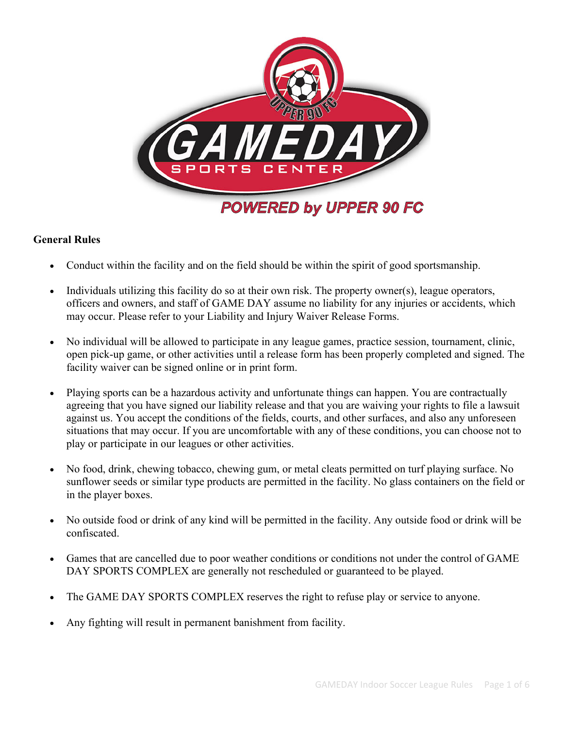## General Rules

- Conduct within the facility and on the field should be within the spirit of good sportsmanship.
- Individuals utilizing this facility do so at their own risk. The property owner(s), league operators, officers and owners, and staff of GAME DAY assume no liability for any injuries or accidents, which may occur. Please refer to your Liability and Injury Waiver Release Forms.
- No individual will be allowed to participate in any league games, practice session, tournament, clinic, open pick-up game, or other activities until a release form has been properly completed and signed. The facility waiver can be signed online or in print form.
- Playing sports can be a hazardous activity and unfortunate things can happen. You are contractually agreeing that you have signed our liability release and that you are waiving your rights to file a lawsuit against us. You accept the conditions of the fields, courts, and other surfaces, and also any unforeseen situations that may occur. If you are uncomfortable with any of these conditions, you can choose not to play or participate in our leagues or other activities.
- No food, drink, chewing tobacco, chewing gum, or metal cleats permitted on turf playing surface. No sunflower seeds or similar type products are permitted in the facility. No glass containers on the field or in the player boxes.
- No outside food or drink of any kind will be permitted in the facility. Any outside food or drink will be confiscated.
- Games that are cancelled due to poor weather conditions or conditions not under the control of GAME DAY SPORTS COMPLEX are generally not rescheduled or guaranteed to be played.
- The GAME DAY SPORTS COMPLEX reserves the right to refuse play or service to anyone.
- Any fighting will result in permanent banishment from facility.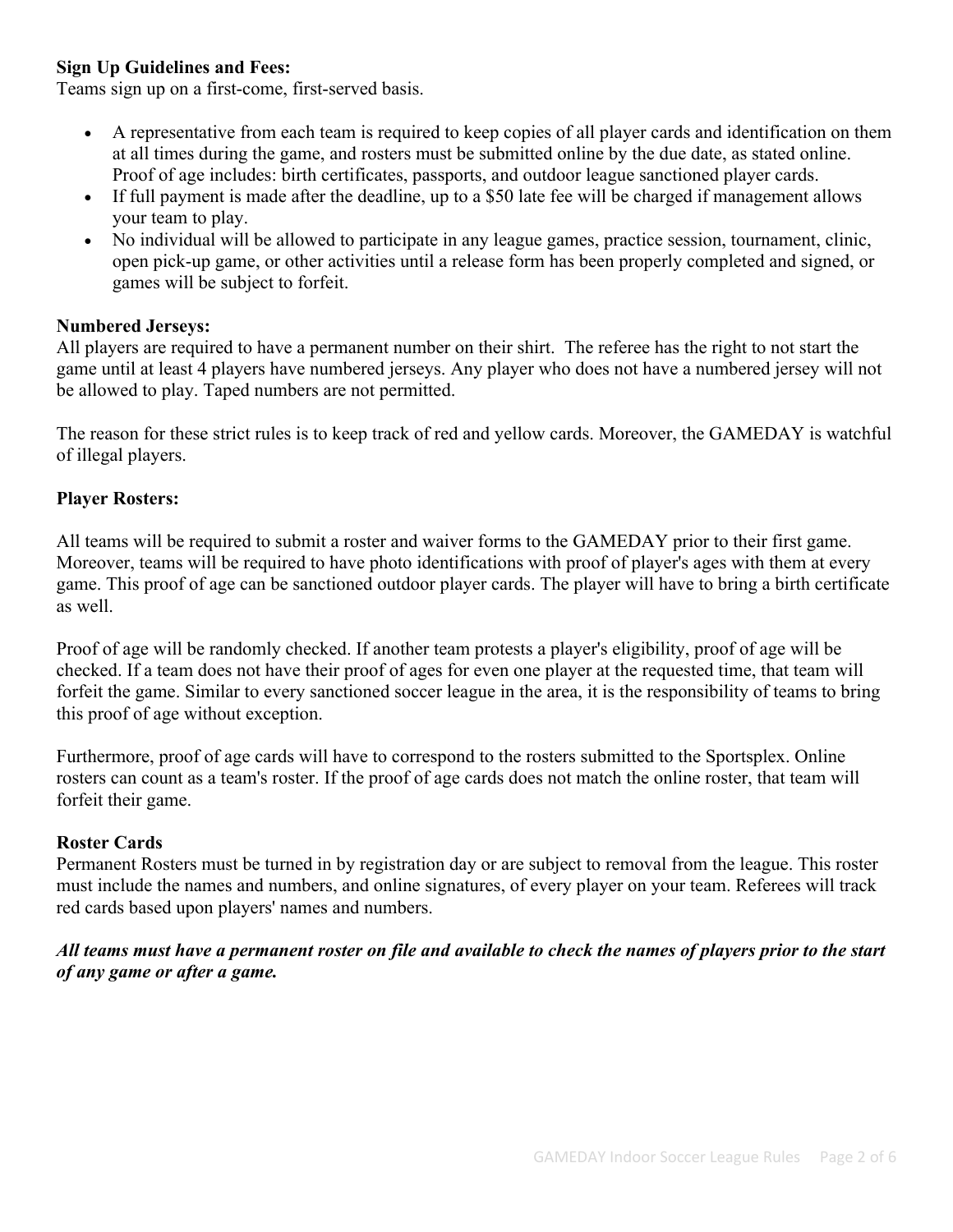**Sign Up Guidelines and Fees:**
Teams sign up on a first-come, first-served basis.

- A representative from each team is required to keep copies of all player cards and identification on them at all times during the game, and rosters must be submitted online by the due date, as stated online. Proof of age includes: birth certificates, passports, and outdoor league sanctioned player cards.
- If full payment is made after the deadline, up to a $50 late fee will be charged if management allows your team to play.
- No individual will be allowed to participate in any league games, practice session, tournament, clinic, open pick-up game, or other activities until a release form has been properly completed and signed, or games will be subject to forfeit.

**Numbered Jerseys:**
All players are required to have a permanent number on their shirt. The referee has the right to not start the game until at least 4 players have numbered jerseys. Any player who does not have a numbered jersey will not be allowed to play. Taped numbers are not permitted.

The reason for these strict rules is to keep track of red and yellow cards. Moreover, the GAMEDAY is watchful of illegal players.

**Player Rosters:**

All teams will be required to submit a roster and waiver forms to the GAMEDAY prior to their first game. Moreover, teams will be required to have photo identifications with proof of player's ages with them at every game. This proof of age can be sanctioned outdoor player cards. The player will have to bring a birth certificate as well.

Proof of age will be randomly checked. If another team protests a player's eligibility, proof of age will be checked. If a team does not have their proof of ages for even one player at the requested time, that team will forfeit the game. Similar to every sanctioned soccer league in the area, it is the responsibility of teams to bring this proof of age without exception.

Furthermore, proof of age cards will have to correspond to the rosters submitted to the Sportsplex. Online rosters can count as a team's roster. If the proof of age cards does not match the online roster, that team will forfeit their game.

**Roster Cards**
Permanent Rosters must be turned in by registration day or are subject to removal from the league. This roster must include the names and numbers, and online signatures, of every player on your team. Referees will track red cards based upon players' names and numbers.

***All teams must have a permanent roster on file and available to check the names of players prior to the start of any game or after a game.***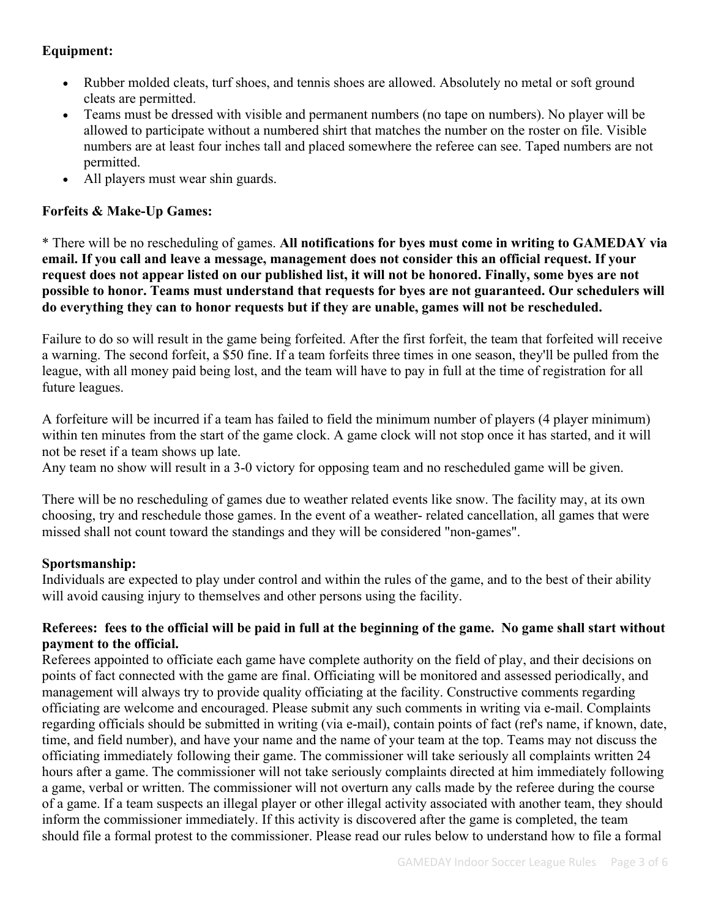**Equipment:**

- Rubber molded cleats, turf shoes, and tennis shoes are allowed. Absolutely no metal or soft ground cleats are permitted.
- Teams must be dressed with visible and permanent numbers (no tape on numbers). No player will be allowed to participate without a numbered shirt that matches the number on the roster on file. Visible numbers are at least four inches tall and placed somewhere the referee can see. Taped numbers are not permitted.
- All players must wear shin guards.

**Forfeits & Make-Up Games:**

* There will be no rescheduling of games. **All notifications for byes must come in writing to GAMEDAY via email. If you call and leave a message, management does not consider this an official request. If your request does not appear listed on our published list, it will not be honored. Finally, some byes are not possible to honor. Teams must understand that requests for byes are not guaranteed. Our schedulers will do everything they can to honor requests but if they are unable, games will not be rescheduled.**

Failure to do so will result in the game being forfeited. After the first forfeit, the team that forfeited will receive a warning. The second forfeit, a $50 fine. If a team forfeits three times in one season, they'll be pulled from the league, with all money paid being lost, and the team will have to pay in full at the time of registration for all future leagues.

A forfeiture will be incurred if a team has failed to field the minimum number of players (4 player minimum) within ten minutes from the start of the game clock. A game clock will not stop once it has started, and it will not be reset if a team shows up late.
Any team no show will result in a 3-0 victory for opposing team and no rescheduled game will be given.

There will be no rescheduling of games due to weather related events like snow. The facility may, at its own choosing, try and reschedule those games. In the event of a weather- related cancellation, all games that were missed shall not count toward the standings and they will be considered "non-games".

**Sportsmanship:**
Individuals are expected to play under control and within the rules of the game, and to the best of their ability will avoid causing injury to themselves and other persons using the facility.

**Referees: fees to the official will be paid in full at the beginning of the game. No game shall start without payment to the official.**
Referees appointed to officiate each game have complete authority on the field of play, and their decisions on points of fact connected with the game are final. Officiating will be monitored and assessed periodically, and management will always try to provide quality officiating at the facility. Constructive comments regarding officiating are welcome and encouraged. Please submit any such comments in writing via e-mail. Complaints regarding officials should be submitted in writing (via e-mail), contain points of fact (ref's name, if known, date, time, and field number), and have your name and the name of your team at the top. Teams may not discuss the officiating immediately following their game. The commissioner will take seriously all complaints written 24 hours after a game. The commissioner will not take seriously complaints directed at him immediately following a game, verbal or written. The commissioner will not overturn any calls made by the referee during the course of a game. If a team suspects an illegal player or other illegal activity associated with another team, they should inform the commissioner immediately. If this activity is discovered after the game is completed, the team should file a formal protest to the commissioner. Please read our rules below to understand how to file a formal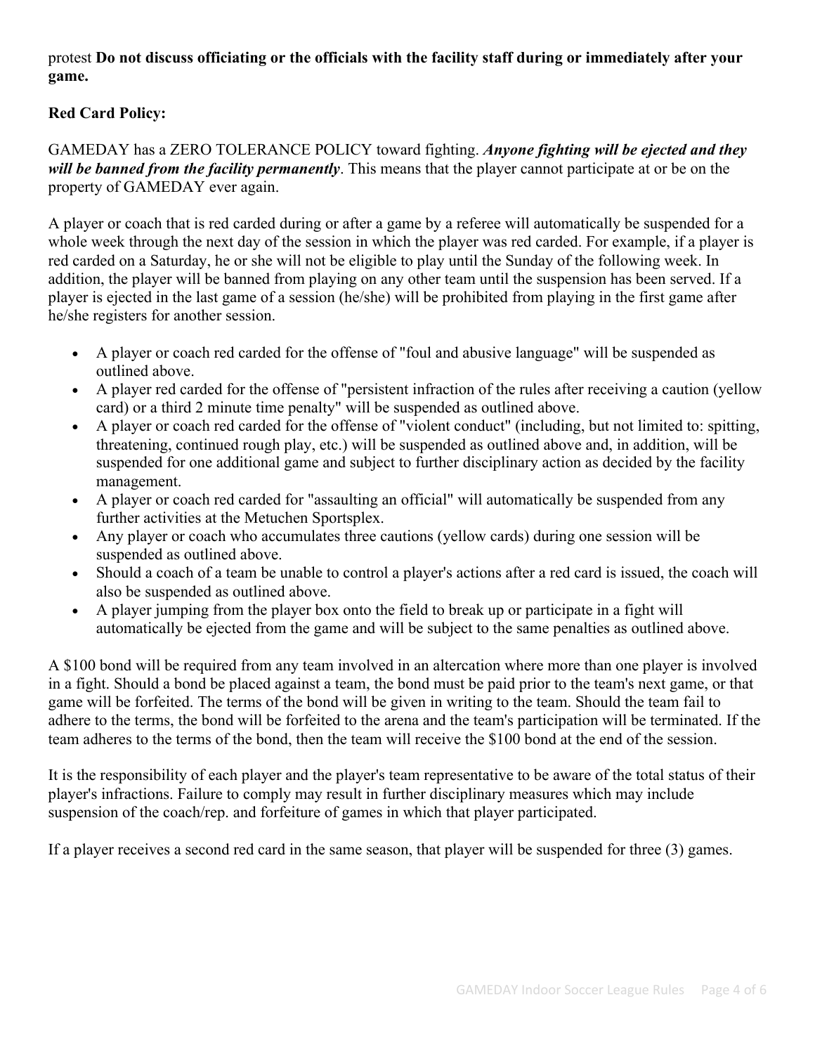protest **Do not discuss officiating or the officials with the facility staff during or immediately after your game.**

**Red Card Policy:**

GAMEDAY has a ZERO TOLERANCE POLICY toward fighting. ***Anyone fighting will be ejected and they will be banned from the facility permanently***. This means that the player cannot participate at or be on the property of GAMEDAY ever again.

A player or coach that is red carded during or after a game by a referee will automatically be suspended for a whole week through the next day of the session in which the player was red carded. For example, if a player is red carded on a Saturday, he or she will not be eligible to play until the Sunday of the following week. In addition, the player will be banned from playing on any other team until the suspension has been served. If a player is ejected in the last game of a session (he/she) will be prohibited from playing in the first game after he/she registers for another session.

- A player or coach red carded for the offense of "foul and abusive language" will be suspended as outlined above.
- A player red carded for the offense of "persistent infraction of the rules after receiving a caution (yellow card) or a third 2 minute time penalty" will be suspended as outlined above.
- A player or coach red carded for the offense of "violent conduct" (including, but not limited to: spitting, threatening, continued rough play, etc.) will be suspended as outlined above and, in addition, will be suspended for one additional game and subject to further disciplinary action as decided by the facility management.
- A player or coach red carded for "assaulting an official" will automatically be suspended from any further activities at the Metuchen Sportsplex.
- Any player or coach who accumulates three cautions (yellow cards) during one session will be suspended as outlined above.
- Should a coach of a team be unable to control a player's actions after a red card is issued, the coach will also be suspended as outlined above.
- A player jumping from the player box onto the field to break up or participate in a fight will automatically be ejected from the game and will be subject to the same penalties as outlined above.

A $100 bond will be required from any team involved in an altercation where more than one player is involved in a fight. Should a bond be placed against a team, the bond must be paid prior to the team's next game, or that game will be forfeited. The terms of the bond will be given in writing to the team. Should the team fail to adhere to the terms, the bond will be forfeited to the arena and the team's participation will be terminated. If the team adheres to the terms of the bond, then the team will receive the $100 bond at the end of the session.

It is the responsibility of each player and the player's team representative to be aware of the total status of their player's infractions. Failure to comply may result in further disciplinary measures which may include suspension of the coach/rep. and forfeiture of games in which that player participated.

If a player receives a second red card in the same season, that player will be suspended for three (3) games.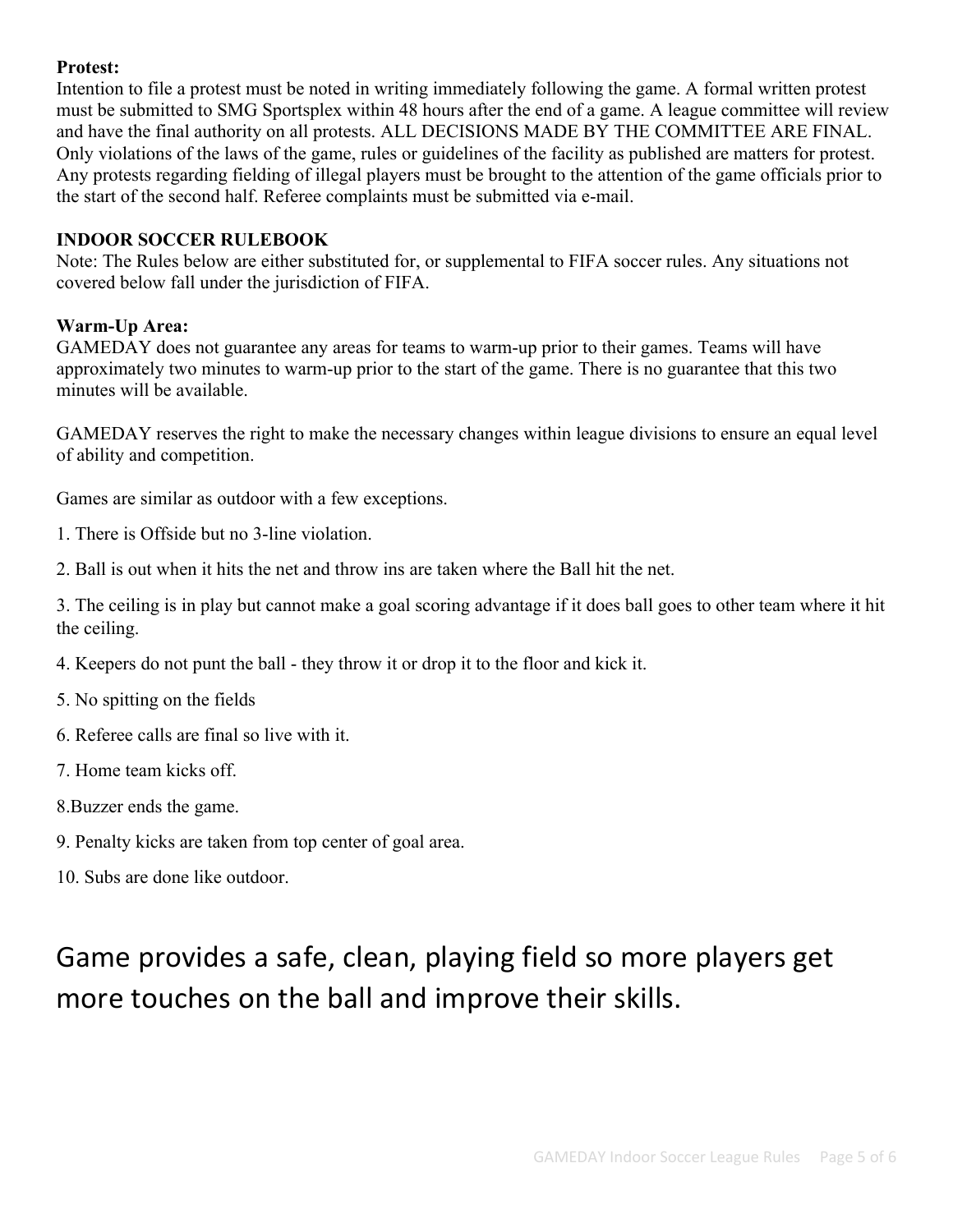**Protest:**
Intention to file a protest must be noted in writing immediately following the game. A formal written protest must be submitted to SMG Sportsplex within 48 hours after the end of a game. A league committee will review and have the final authority on all protests. ALL DECISIONS MADE BY THE COMMITTEE ARE FINAL. Only violations of the laws of the game, rules or guidelines of the facility as published are matters for protest. Any protests regarding fielding of illegal players must be brought to the attention of the game officials prior to the start of the second half. Referee complaints must be submitted via e-mail.

**INDOOR SOCCER RULEBOOK**
Note: The Rules below are either substituted for, or supplemental to FIFA soccer rules. Any situations not covered below fall under the jurisdiction of FIFA.

**Warm-Up Area:**
GAMEDAY does not guarantee any areas for teams to warm-up prior to their games. Teams will have approximately two minutes to warm-up prior to the start of the game. There is no guarantee that this two minutes will be available.

GAMEDAY reserves the right to make the necessary changes within league divisions to ensure an equal level of ability and competition.

Games are similar as outdoor with a few exceptions.

1. There is Offside but no 3-line violation.

2. Ball is out when it hits the net and throw ins are taken where the Ball hit the net.

3. The ceiling is in play but cannot make a goal scoring advantage if it does ball goes to other team where it hit the ceiling.

4. Keepers do not punt the ball - they throw it or drop it to the floor and kick it.

5. No spitting on the fields

6. Referee calls are final so live with it.

7. Home team kicks off.

8.Buzzer ends the game.

9. Penalty kicks are taken from top center of goal area.

10. Subs are done like outdoor.

## Game provides a safe, clean, playing field so more players get more touches on the ball and improve their skills.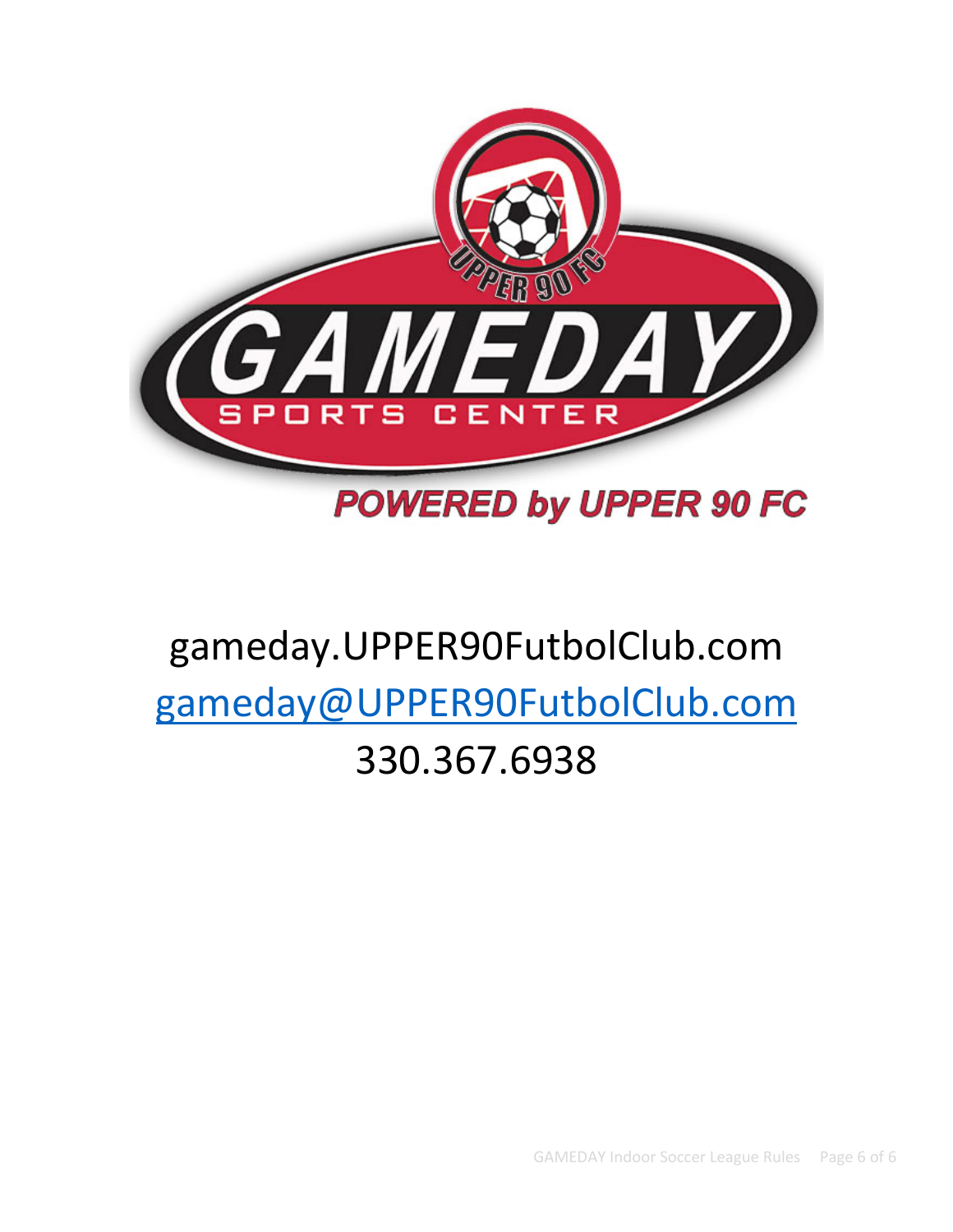gameday.UPPER90FutbolClub.com

gameday@UPPER90FutbolClub.com

330.367.6938